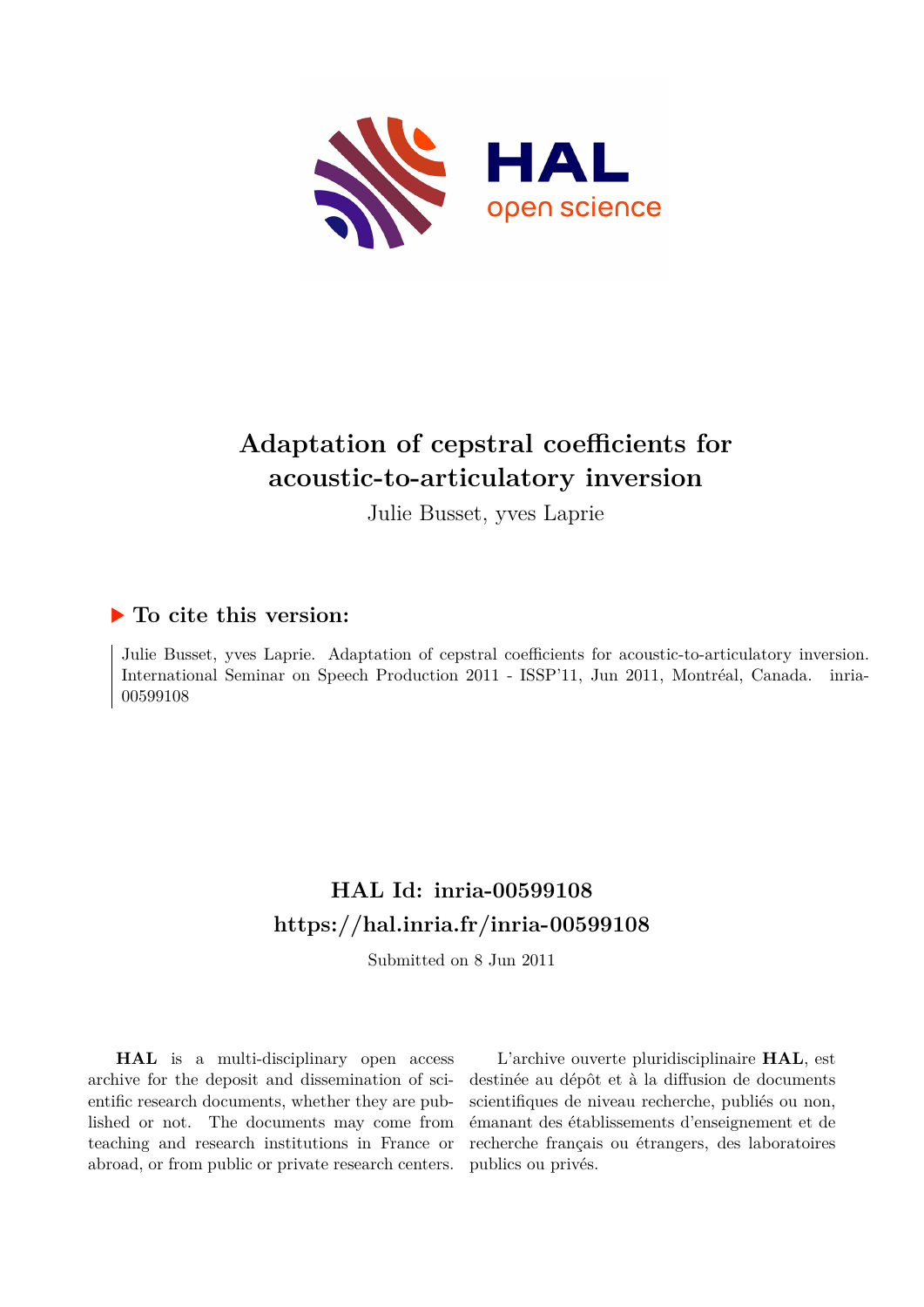# Adaptation of cepstral coefficients for acoustic-to-articulatory inversion

Julie Busset, yves Laprie

## ▶ To cite this version:

Julie Busset, yves Laprie. Adaptation of cepstral coefficients for acoustic-to-articulatory inversion. International Seminar on Speech Production 2011 - ISSP'11, Jun 2011, Montréal, Canada. inria-00599108

## HAL Id: inria-00599108
## https://hal.inria.fr/inria-00599108

Submitted on 8 Jun 2011

**HAL** is a multi-disciplinary open access archive for the deposit and dissemination of scientific research documents, whether they are published or not. The documents may come from teaching and research institutions in France or abroad, or from public or private research centers.

L'archive ouverte pluridisciplinaire **HAL**, est destinée au dépôt et à la diffusion de documents scientifiques de niveau recherche, publiés ou non, émanant des établissements d'enseignement et de recherche français ou étrangers, des laboratoires publics ou privés.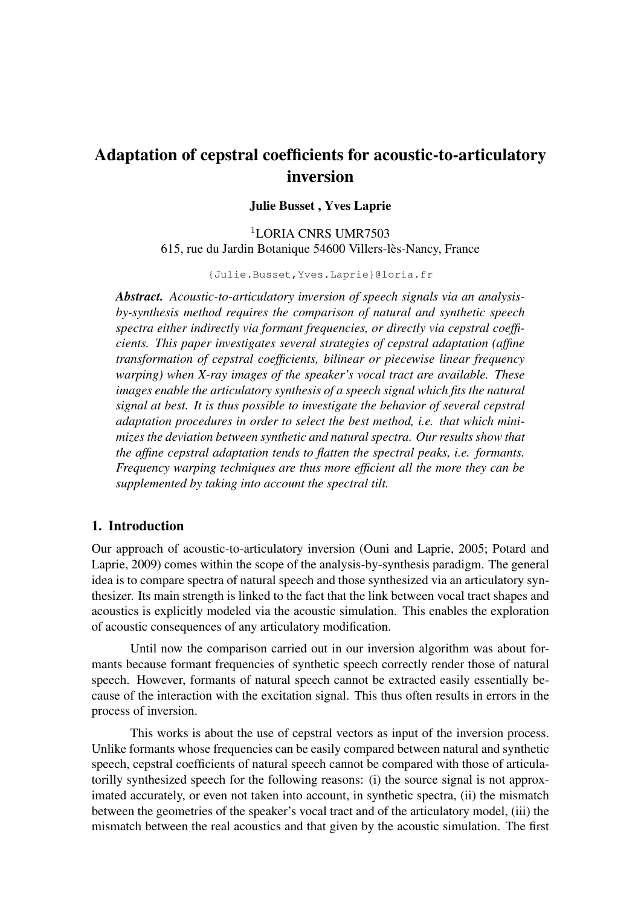# Adaptation of cepstral coefficients for acoustic-to-articulatory inversion

**Julie Busset , Yves Laprie**

[1]LORIA CNRS UMR7503
615, rue du Jardin Botanique 54600 Villers-lès-Nancy, France

{Julie.Busset,Yves.Laprie}@loria.fr

***Abstract.*** *Acoustic-to-articulatory inversion of speech signals via an analysis-by-synthesis method requires the comparison of natural and synthetic speech spectra either indirectly via formant frequencies, or directly via cepstral coefficients. This paper investigates several strategies of cepstral adaptation (affine transformation of cepstral coefficients, bilinear or piecewise linear frequency warping) when X-ray images of the speaker's vocal tract are available. These images enable the articulatory synthesis of a speech signal which fits the natural signal at best. It is thus possible to investigate the behavior of several cepstral adaptation procedures in order to select the best method, i.e. that which minimizes the deviation between synthetic and natural spectra. Our results show that the affine cepstral adaptation tends to flatten the spectral peaks, i.e. formants. Frequency warping techniques are thus more efficient all the more they can be supplemented by taking into account the spectral tilt.*

## 1. Introduction

Our approach of acoustic-to-articulatory inversion (Ouni and Laprie, 2005; Potard and Laprie, 2009) comes within the scope of the analysis-by-synthesis paradigm. The general idea is to compare spectra of natural speech and those synthesized via an articulatory synthesizer. Its main strength is linked to the fact that the link between vocal tract shapes and acoustics is explicitly modeled via the acoustic simulation. This enables the exploration of acoustic consequences of any articulatory modification.

Until now the comparison carried out in our inversion algorithm was about formants because formant frequencies of synthetic speech correctly render those of natural speech. However, formants of natural speech cannot be extracted easily essentially because of the interaction with the excitation signal. This thus often results in errors in the process of inversion.

This works is about the use of cepstral vectors as input of the inversion process. Unlike formants whose frequencies can be easily compared between natural and synthetic speech, cepstral coefficients of natural speech cannot be compared with those of articulatorilly synthesized speech for the following reasons: (i) the source signal is not approximated accurately, or even not taken into account, in synthetic spectra, (ii) the mismatch between the geometries of the speaker's vocal tract and of the articulatory model, (iii) the mismatch between the real acoustics and that given by the acoustic simulation. The first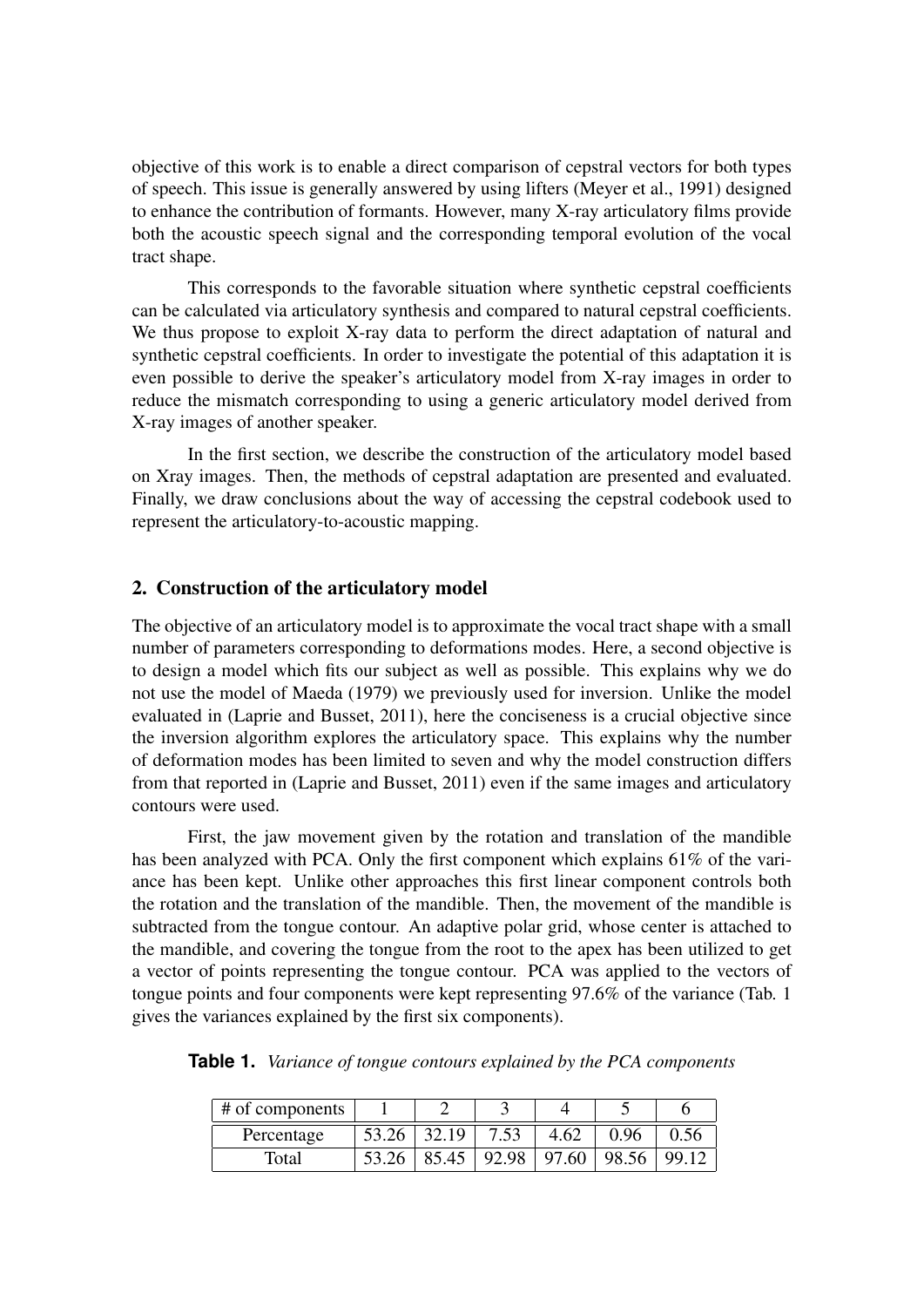objective of this work is to enable a direct comparison of cepstral vectors for both types of speech. This issue is generally answered by using lifters (Meyer et al., 1991) designed to enhance the contribution of formants. However, many X-ray articulatory films provide both the acoustic speech signal and the corresponding temporal evolution of the vocal tract shape.

This corresponds to the favorable situation where synthetic cepstral coefficients can be calculated via articulatory synthesis and compared to natural cepstral coefficients. We thus propose to exploit X-ray data to perform the direct adaptation of natural and synthetic cepstral coefficients. In order to investigate the potential of this adaptation it is even possible to derive the speaker's articulatory model from X-ray images in order to reduce the mismatch corresponding to using a generic articulatory model derived from X-ray images of another speaker.

In the first section, we describe the construction of the articulatory model based on Xray images. Then, the methods of cepstral adaptation are presented and evaluated. Finally, we draw conclusions about the way of accessing the cepstral codebook used to represent the articulatory-to-acoustic mapping.

## 2. Construction of the articulatory model

The objective of an articulatory model is to approximate the vocal tract shape with a small number of parameters corresponding to deformations modes. Here, a second objective is to design a model which fits our subject as well as possible. This explains why we do not use the model of Maeda (1979) we previously used for inversion. Unlike the model evaluated in (Laprie and Busset, 2011), here the conciseness is a crucial objective since the inversion algorithm explores the articulatory space. This explains why the number of deformation modes has been limited to seven and why the model construction differs from that reported in (Laprie and Busset, 2011) even if the same images and articulatory contours were used.

First, the jaw movement given by the rotation and translation of the mandible has been analyzed with PCA. Only the first component which explains 61% of the variance has been kept. Unlike other approaches this first linear component controls both the rotation and the translation of the mandible. Then, the movement of the mandible is subtracted from the tongue contour. An adaptive polar grid, whose center is attached to the mandible, and covering the tongue from the root to the apex has been utilized to get a vector of points representing the tongue contour. PCA was applied to the vectors of tongue points and four components were kept representing 97.6% of the variance (Tab. 1 gives the variances explained by the first six components).

**Table 1.** *Variance of tongue contours explained by the PCA components*

| # of components | 1 | 2 | 3 | 4 | 5 | 6 |
|---|---|---|---|---|---|---|
| Percentage | 53.26 | 32.19 | 7.53 | 4.62 | 0.96 | 0.56 |
| Total | 53.26 | 85.45 | 92.98 | 97.60 | 98.56 | 99.12 |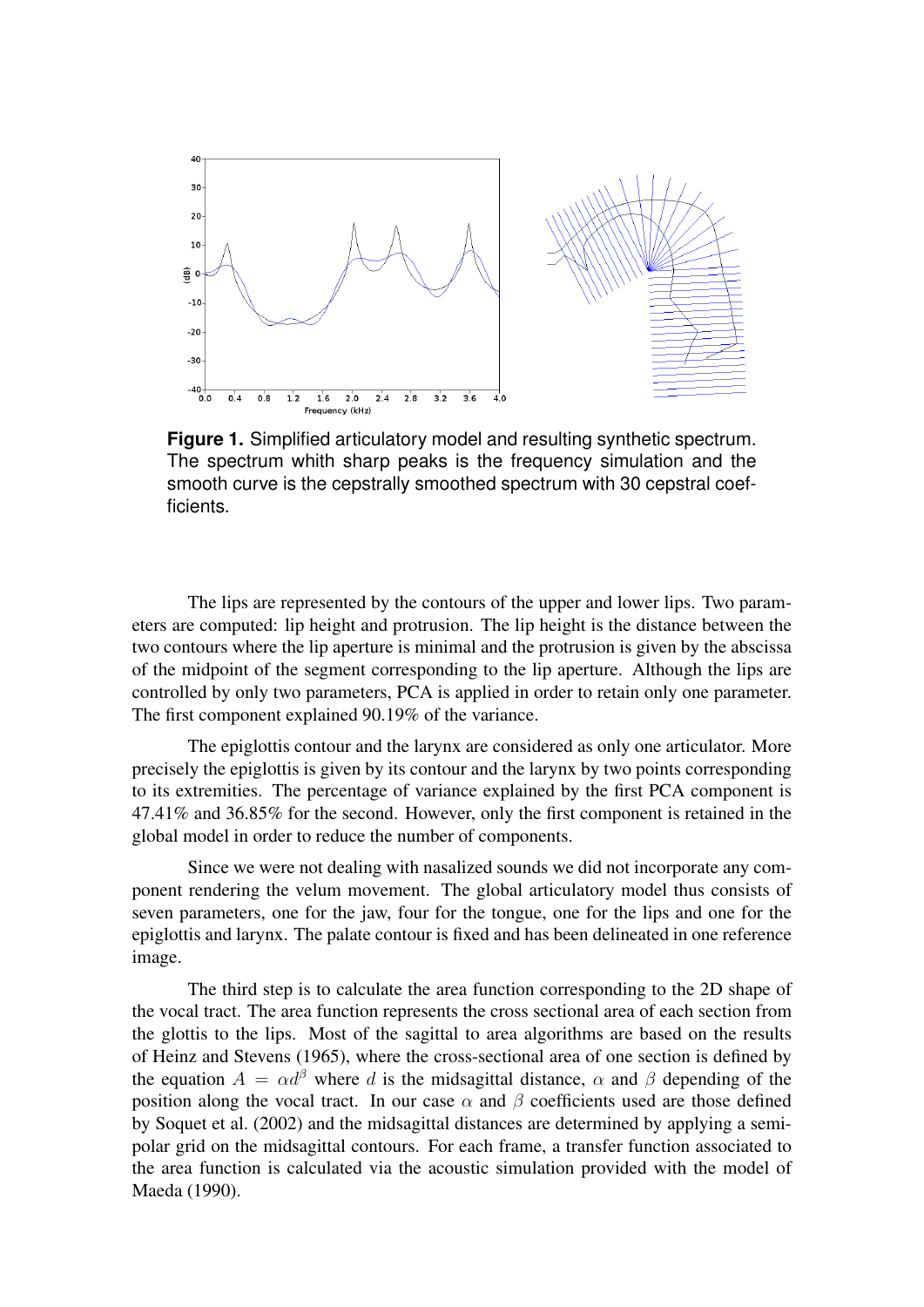**Figure 1.** Simplified articulatory model and resulting synthetic spectrum. The spectrum whith sharp peaks is the frequency simulation and the smooth curve is the cepstrally smoothed spectrum with 30 cepstral coefficients.

The lips are represented by the contours of the upper and lower lips. Two parameters are computed: lip height and protrusion. The lip height is the distance between the two contours where the lip aperture is minimal and the protrusion is given by the abscissa of the midpoint of the segment corresponding to the lip aperture. Although the lips are controlled by only two parameters, PCA is applied in order to retain only one parameter. The first component explained 90.19% of the variance.

The epiglottis contour and the larynx are considered as only one articulator. More precisely the epiglottis is given by its contour and the larynx by two points corresponding to its extremities. The percentage of variance explained by the first PCA component is 47.41% and 36.85% for the second. However, only the first component is retained in the global model in order to reduce the number of components.

Since we were not dealing with nasalized sounds we did not incorporate any component rendering the velum movement. The global articulatory model thus consists of seven parameters, one for the jaw, four for the tongue, one for the lips and one for the epiglottis and larynx. The palate contour is fixed and has been delineated in one reference image.

The third step is to calculate the area function corresponding to the 2D shape of the vocal tract. The area function represents the cross sectional area of each section from the glottis to the lips. Most of the sagittal to area algorithms are based on the results of Heinz and Stevens (1965), where the cross-sectional area of one section is defined by the equation $A = \alpha d^{\beta}$ where $d$ is the midsagittal distance, $\alpha$ and $\beta$ depending of the position along the vocal tract. In our case $\alpha$ and $\beta$ coefficients used are those defined by Soquet et al. (2002) and the midsagittal distances are determined by applying a semi-polar grid on the midsagittal contours. For each frame, a transfer function associated to the area function is calculated via the acoustic simulation provided with the model of Maeda (1990).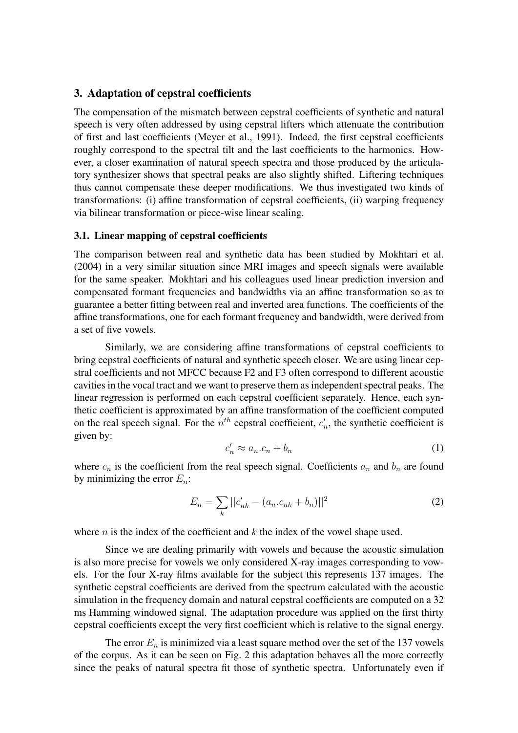## 3. Adaptation of cepstral coefficients

The compensation of the mismatch between cepstral coefficients of synthetic and natural speech is very often addressed by using cepstral lifters which attenuate the contribution of first and last coefficients (Meyer et al., 1991). Indeed, the first cepstral coefficients roughly correspond to the spectral tilt and the last coefficients to the harmonics. However, a closer examination of natural speech spectra and those produced by the articulatory synthesizer shows that spectral peaks are also slightly shifted. Liftering techniques thus cannot compensate these deeper modifications. We thus investigated two kinds of transformations: (i) affine transformation of cepstral coefficients, (ii) warping frequency via bilinear transformation or piece-wise linear scaling.

### 3.1. Linear mapping of cepstral coefficients

The comparison between real and synthetic data has been studied by Mokhtari et al. (2004) in a very similar situation since MRI images and speech signals were available for the same speaker. Mokhtari and his colleagues used linear prediction inversion and compensated formant frequencies and bandwidths via an affine transformation so as to guarantee a better fitting between real and inverted area functions. The coefficients of the affine transformations, one for each formant frequency and bandwidth, were derived from a set of five vowels.

Similarly, we are considering affine transformations of cepstral coefficients to bring cepstral coefficients of natural and synthetic speech closer. We are using linear cepstral coefficients and not MFCC because F2 and F3 often correspond to different acoustic cavities in the vocal tract and we want to preserve them as independent spectral peaks. The linear regression is performed on each cepstral coefficient separately. Hence, each synthetic coefficient is approximated by an affine transformation of the coefficient computed on the real speech signal. For the $n^{th}$ cepstral coefficient, $c'_n$, the synthetic coefficient is given by:

$$c'_n \approx a_n.c_n + b_n \tag{1}$$

where $c_n$ is the coefficient from the real speech signal. Coefficients $a_n$ and $b_n$ are found by minimizing the error $E_n$:

$$E_n = \sum_k ||c'_{nk} - (a_n.c_{nk} + b_n)||^2 \tag{2}$$

where $n$ is the index of the coefficient and $k$ the index of the vowel shape used.

Since we are dealing primarily with vowels and because the acoustic simulation is also more precise for vowels we only considered X-ray images corresponding to vowels. For the four X-ray films available for the subject this represents 137 images. The synthetic cepstral coefficients are derived from the spectrum calculated with the acoustic simulation in the frequency domain and natural cepstral coefficients are computed on a 32 ms Hamming windowed signal. The adaptation procedure was applied on the first thirty cepstral coefficients except the very first coefficient which is relative to the signal energy.

The error $E_n$ is minimized via a least square method over the set of the 137 vowels of the corpus. As it can be seen on Fig. 2 this adaptation behaves all the more correctly since the peaks of natural spectra fit those of synthetic spectra. Unfortunately even if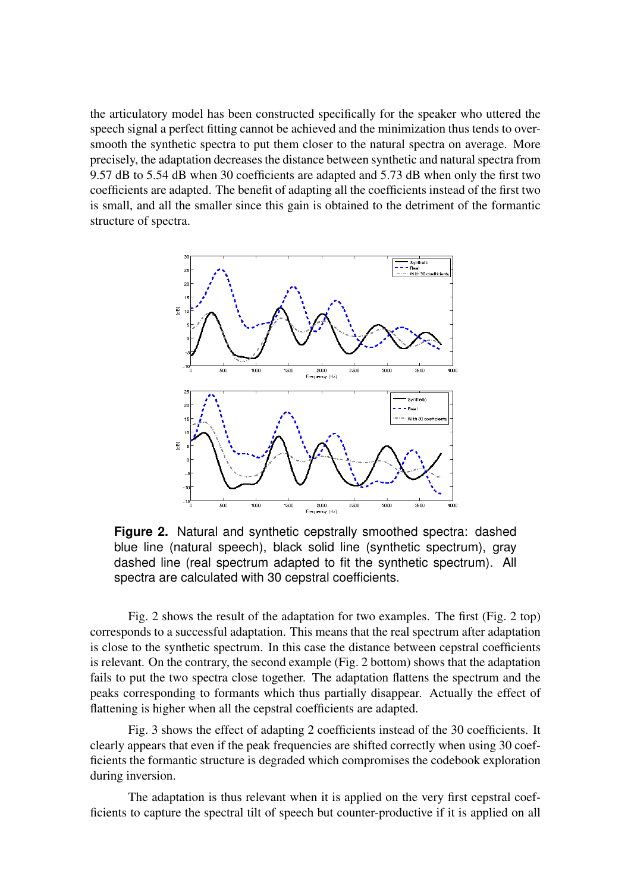the articulatory model has been constructed specifically for the speaker who uttered the speech signal a perfect fitting cannot be achieved and the minimization thus tends to over-smooth the synthetic spectra to put them closer to the natural spectra on average. More precisely, the adaptation decreases the distance between synthetic and natural spectra from 9.57 dB to 5.54 dB when 30 coefficients are adapted and 5.73 dB when only the first two coefficients are adapted. The benefit of adapting all the coefficients instead of the first two is small, and all the smaller since this gain is obtained to the detriment of the formantic structure of spectra.

**Figure 2.** Natural and synthetic cepstrally smoothed spectra: dashed blue line (natural speech), black solid line (synthetic spectrum), gray dashed line (real spectrum adapted to fit the synthetic spectrum). All spectra are calculated with 30 cepstral coefficients.

Fig. 2 shows the result of the adaptation for two examples. The first (Fig. 2 top) corresponds to a successful adaptation. This means that the real spectrum after adaptation is close to the synthetic spectrum. In this case the distance between cepstral coefficients is relevant. On the contrary, the second example (Fig. 2 bottom) shows that the adaptation fails to put the two spectra close together. The adaptation flattens the spectrum and the peaks corresponding to formants which thus partially disappear. Actually the effect of flattening is higher when all the cepstral coefficients are adapted.

Fig. 3 shows the effect of adapting 2 coefficients instead of the 30 coefficients. It clearly appears that even if the peak frequencies are shifted correctly when using 30 coefficients the formantic structure is degraded which compromises the codebook exploration during inversion.

The adaptation is thus relevant when it is applied on the very first cepstral coefficients to capture the spectral tilt of speech but counter-productive if it is applied on all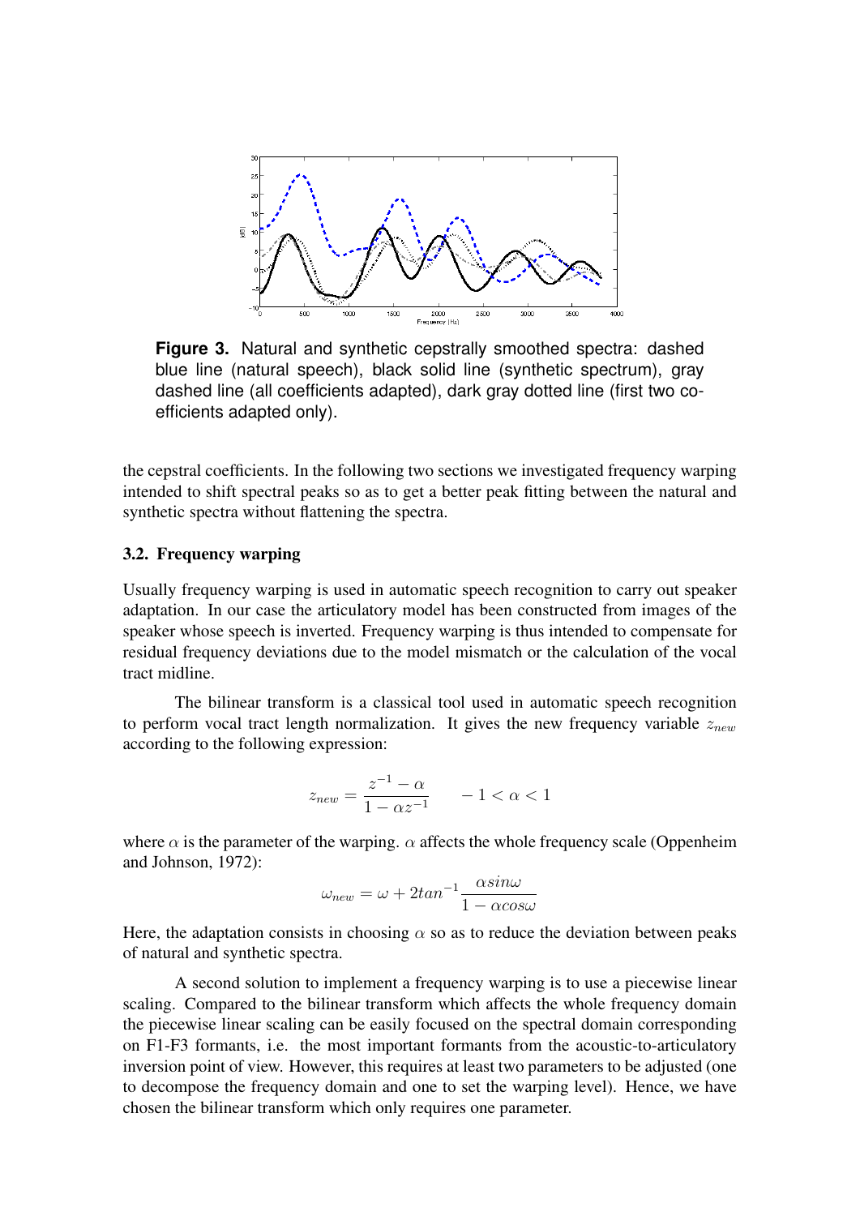**Figure 3.** Natural and synthetic cepstrally smoothed spectra: dashed blue line (natural speech), black solid line (synthetic spectrum), gray dashed line (all coefficients adapted), dark gray dotted line (first two coefficients adapted only).

the cepstral coefficients. In the following two sections we investigated frequency warping intended to shift spectral peaks so as to get a better peak fitting between the natural and synthetic spectra without flattening the spectra.

### 3.2. Frequency warping

Usually frequency warping is used in automatic speech recognition to carry out speaker adaptation. In our case the articulatory model has been constructed from images of the speaker whose speech is inverted. Frequency warping is thus intended to compensate for residual frequency deviations due to the model mismatch or the calculation of the vocal tract midline.

The bilinear transform is a classical tool used in automatic speech recognition to perform vocal tract length normalization. It gives the new frequency variable $z_{new}$ according to the following expression:

$$z_{new} = \frac{z^{-1} - \alpha}{1 - \alpha z^{-1}} \qquad -1 < \alpha < 1$$

where $\alpha$ is the parameter of the warping. $\alpha$ affects the whole frequency scale (Oppenheim and Johnson, 1972):

$$\omega_{new} = \omega + 2tan^{-1}\frac{\alpha sin\omega}{1 - \alpha cos\omega}$$

Here, the adaptation consists in choosing $\alpha$ so as to reduce the deviation between peaks of natural and synthetic spectra.

A second solution to implement a frequency warping is to use a piecewise linear scaling. Compared to the bilinear transform which affects the whole frequency domain the piecewise linear scaling can be easily focused on the spectral domain corresponding on F1-F3 formants, i.e. the most important formants from the acoustic-to-articulatory inversion point of view. However, this requires at least two parameters to be adjusted (one to decompose the frequency domain and one to set the warping level). Hence, we have chosen the bilinear transform which only requires one parameter.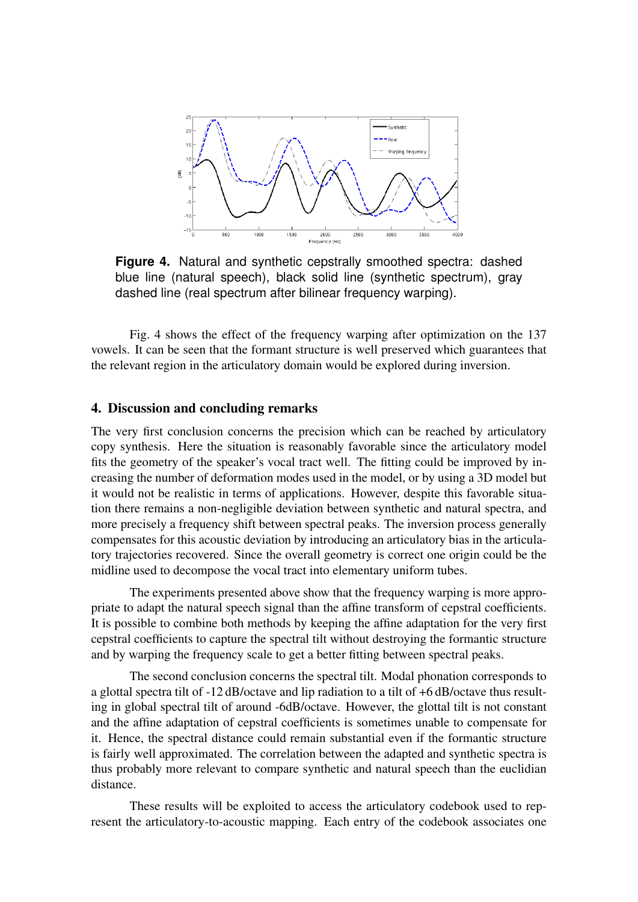**Figure 4.** Natural and synthetic cepstrally smoothed spectra: dashed blue line (natural speech), black solid line (synthetic spectrum), gray dashed line (real spectrum after bilinear frequency warping).

Fig. 4 shows the effect of the frequency warping after optimization on the 137 vowels. It can be seen that the formant structure is well preserved which guarantees that the relevant region in the articulatory domain would be explored during inversion.

## 4. Discussion and concluding remarks

The very first conclusion concerns the precision which can be reached by articulatory copy synthesis. Here the situation is reasonably favorable since the articulatory model fits the geometry of the speaker's vocal tract well. The fitting could be improved by increasing the number of deformation modes used in the model, or by using a 3D model but it would not be realistic in terms of applications. However, despite this favorable situation there remains a non-negligible deviation between synthetic and natural spectra, and more precisely a frequency shift between spectral peaks. The inversion process generally compensates for this acoustic deviation by introducing an articulatory bias in the articulatory trajectories recovered. Since the overall geometry is correct one origin could be the midline used to decompose the vocal tract into elementary uniform tubes.

The experiments presented above show that the frequency warping is more appropriate to adapt the natural speech signal than the affine transform of cepstral coefficients. It is possible to combine both methods by keeping the affine adaptation for the very first cepstral coefficients to capture the spectral tilt without destroying the formantic structure and by warping the frequency scale to get a better fitting between spectral peaks.

The second conclusion concerns the spectral tilt. Modal phonation corresponds to a glottal spectra tilt of -12 dB/octave and lip radiation to a tilt of +6 dB/octave thus resulting in global spectral tilt of around -6dB/octave. However, the glottal tilt is not constant and the affine adaptation of cepstral coefficients is sometimes unable to compensate for it. Hence, the spectral distance could remain substantial even if the formantic structure is fairly well approximated. The correlation between the adapted and synthetic spectra is thus probably more relevant to compare synthetic and natural speech than the euclidian distance.

These results will be exploited to access the articulatory codebook used to represent the articulatory-to-acoustic mapping. Each entry of the codebook associates one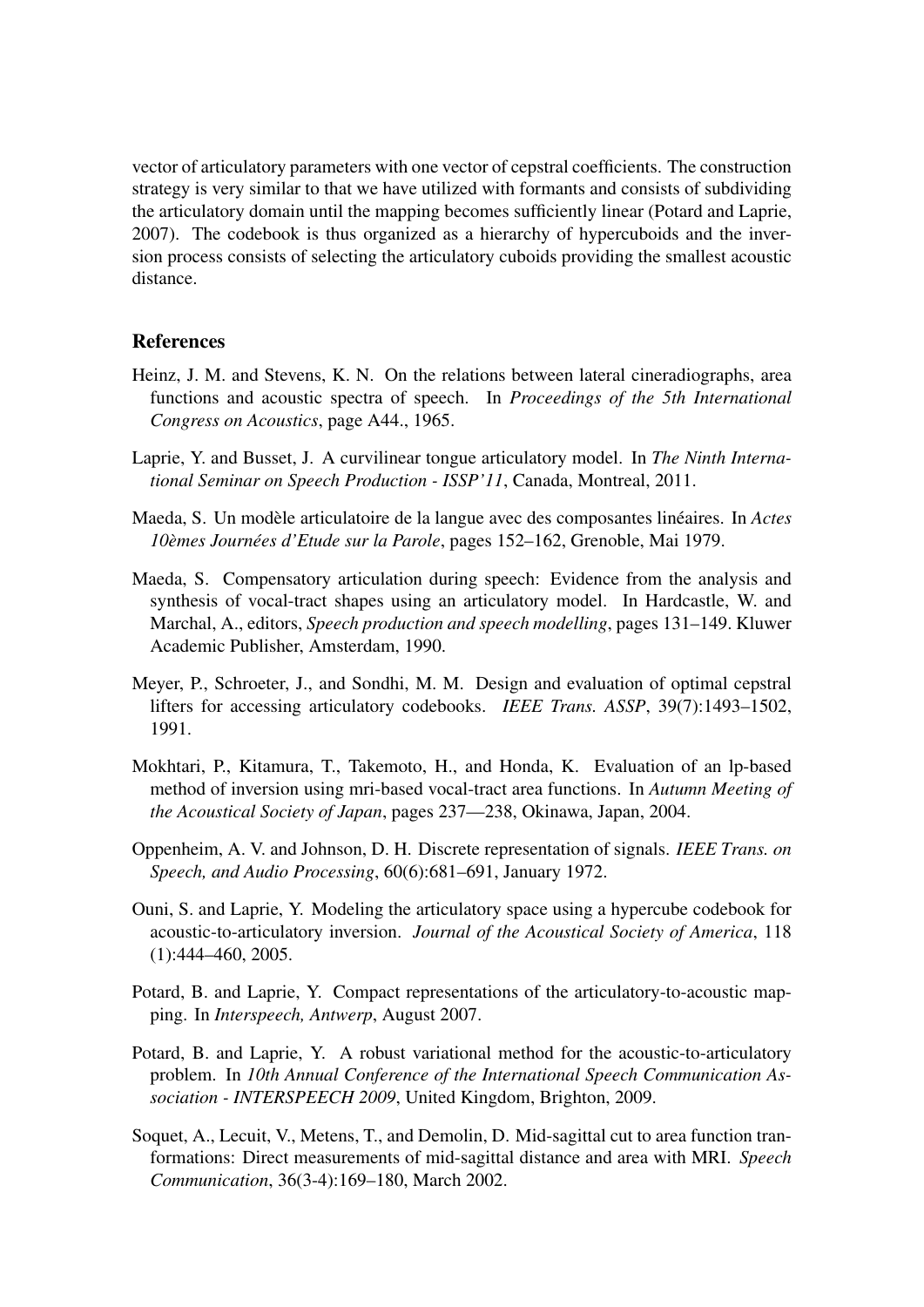vector of articulatory parameters with one vector of cepstral coefficients. The construction strategy is very similar to that we have utilized with formants and consists of subdividing the articulatory domain until the mapping becomes sufficiently linear (Potard and Laprie, 2007). The codebook is thus organized as a hierarchy of hypercuboids and the inversion process consists of selecting the articulatory cuboids providing the smallest acoustic distance.

## References

Heinz, J. M. and Stevens, K. N. On the relations between lateral cineradiographs, area functions and acoustic spectra of speech. In *Proceedings of the 5th International Congress on Acoustics*, page A44., 1965.

Laprie, Y. and Busset, J. A curvilinear tongue articulatory model. In *The Ninth International Seminar on Speech Production - ISSP'11*, Canada, Montreal, 2011.

Maeda, S. Un modèle articulatoire de la langue avec des composantes linéaires. In *Actes 10èmes Journées d'Etude sur la Parole*, pages 152–162, Grenoble, Mai 1979.

Maeda, S. Compensatory articulation during speech: Evidence from the analysis and synthesis of vocal-tract shapes using an articulatory model. In Hardcastle, W. and Marchal, A., editors, *Speech production and speech modelling*, pages 131–149. Kluwer Academic Publisher, Amsterdam, 1990.

Meyer, P., Schroeter, J., and Sondhi, M. M. Design and evaluation of optimal cepstral lifters for accessing articulatory codebooks. *IEEE Trans. ASSP*, 39(7):1493–1502, 1991.

Mokhtari, P., Kitamura, T., Takemoto, H., and Honda, K. Evaluation of an lp-based method of inversion using mri-based vocal-tract area functions. In *Autumn Meeting of the Acoustical Society of Japan*, pages 237—238, Okinawa, Japan, 2004.

Oppenheim, A. V. and Johnson, D. H. Discrete representation of signals. *IEEE Trans. on Speech, and Audio Processing*, 60(6):681–691, January 1972.

Ouni, S. and Laprie, Y. Modeling the articulatory space using a hypercube codebook for acoustic-to-articulatory inversion. *Journal of the Acoustical Society of America*, 118 (1):444–460, 2005.

Potard, B. and Laprie, Y. Compact representations of the articulatory-to-acoustic mapping. In *Interspeech, Antwerp*, August 2007.

Potard, B. and Laprie, Y. A robust variational method for the acoustic-to-articulatory problem. In *10th Annual Conference of the International Speech Communication Association - INTERSPEECH 2009*, United Kingdom, Brighton, 2009.

Soquet, A., Lecuit, V., Metens, T., and Demolin, D. Mid-sagittal cut to area function tranformations: Direct measurements of mid-sagittal distance and area with MRI. *Speech Communication*, 36(3-4):169–180, March 2002.